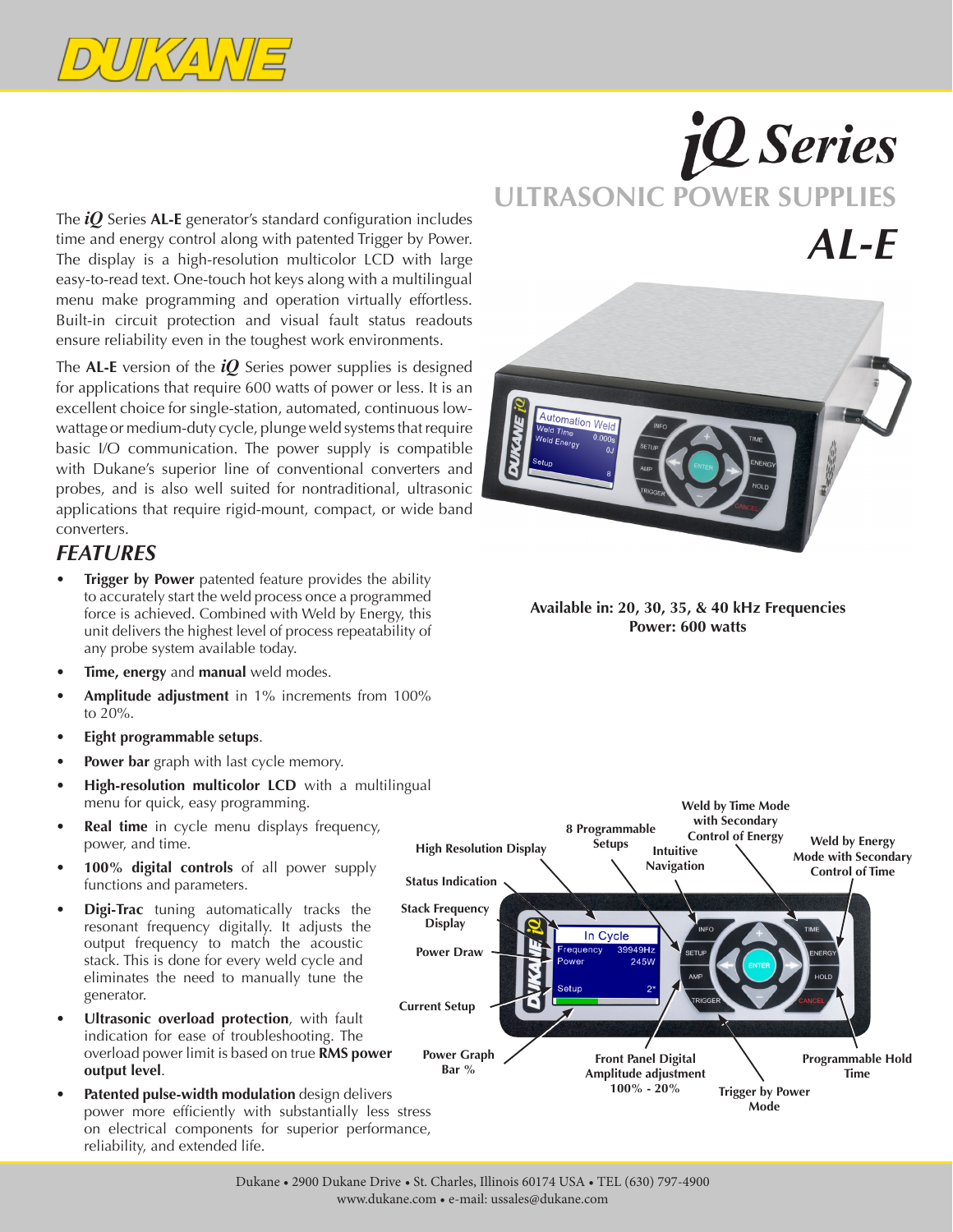# *iQ* Series

## ULTRASONIC POWER SUPPLIES

## *AL-E*

The ***iQ*** Series **AL-E** generator's standard configuration includes time and energy control along with patented Trigger by Power. The display is a high-resolution multicolor LCD with large easy-to-read text. One-touch hot keys along with a multilingual menu make programming and operation virtually effortless. Built-in circuit protection and visual fault status readouts ensure reliability even in the toughest work environments.

The **AL-E** version of the ***iQ*** Series power supplies is designed for applications that require 600 watts of power or less. It is an excellent choice for single-station, automated, continuous low-wattage or medium-duty cycle, plunge weld systems that require basic I/O communication. The power supply is compatible with Dukane's superior line of conventional converters and probes, and is also well suited for nontraditional, ultrasonic applications that require rigid-mount, compact, or wide band converters.

**Available in: 20, 30, 35, & 40 kHz Frequencies**
**Power: 600 watts**

## *FEATURES*

- **Trigger by Power** patented feature provides the ability to accurately start the weld process once a programmed force is achieved. Combined with Weld by Energy, this unit delivers the highest level of process repeatability of any probe system available today.
- **Time, energy** and **manual** weld modes.
- **Amplitude adjustment** in 1% increments from 100% to 20%.
- **Eight programmable setups**.
- **Power bar** graph with last cycle memory.
- **High-resolution multicolor LCD** with a multilingual menu for quick, easy programming.
- **Real time** in cycle menu displays frequency, power, and time.
- **100% digital controls** of all power supply functions and parameters.
- **Digi-Trac** tuning automatically tracks the resonant frequency digitally. It adjusts the output frequency to match the acoustic stack. This is done for every weld cycle and eliminates the need to manually tune the generator.
- **Ultrasonic overload protection**, with fault indication for ease of troubleshooting. The overload power limit is based on true **RMS power output level**.
- **Patented pulse-width modulation** design delivers power more efficiently with substantially less stress on electrical components for superior performance, reliability, and extended life.

High Resolution Display • 8 Programmable Setups • Intuitive Navigation • Weld by Time Mode with Secondary Control of Energy • Weld by Energy Mode with Secondary Control of Time • Status Indication • Stack Frequency Display • Power Draw • Current Setup • Power Graph Bar % • Front Panel Digital Amplitude adjustment 100% - 20% • Trigger by Power Mode • Programmable Hold Time

Dukane • 2900 Dukane Drive • St. Charles, Illinois 60174 USA • TEL (630) 797-4900
www.dukane.com • e-mail: ussales@dukane.com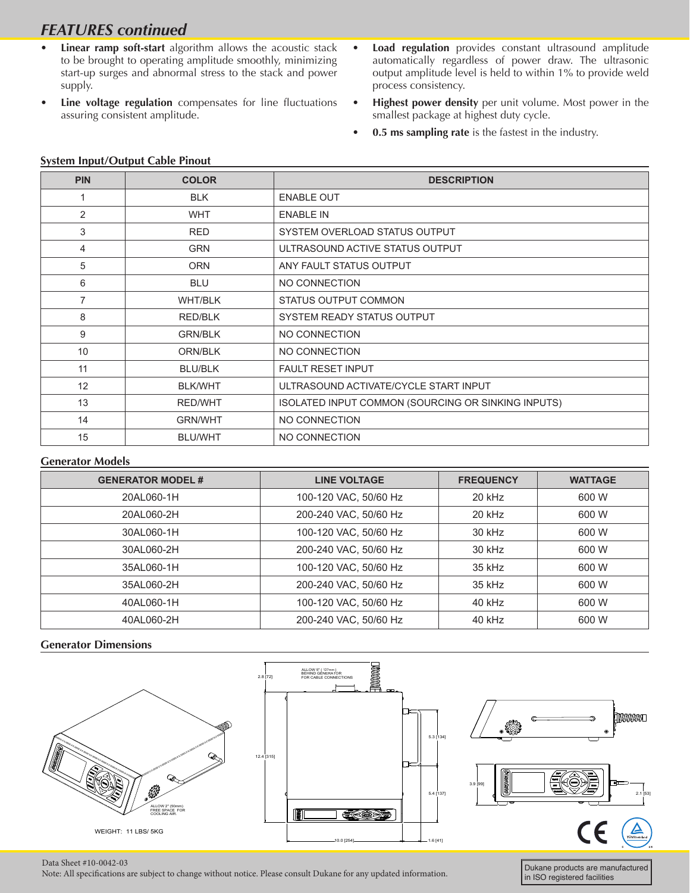## FEATURES continued

- **Linear ramp soft-start** algorithm allows the acoustic stack to be brought to operating amplitude smoothly, minimizing start-up surges and abnormal stress to the stack and power supply.
- **Line voltage regulation** compensates for line fluctuations assuring consistent amplitude.
- **Load regulation** provides constant ultrasound amplitude automatically regardless of power draw. The ultrasonic output amplitude level is held to within 1% to provide weld process consistency.
- **Highest power density** per unit volume. Most power in the smallest package at highest duty cycle.
- **0.5 ms sampling rate** is the fastest in the industry.

### System Input/Output Cable Pinout

| PIN | COLOR | DESCRIPTION |
|---|---|---|
| 1 | BLK | ENABLE OUT |
| 2 | WHT | ENABLE IN |
| 3 | RED | SYSTEM OVERLOAD STATUS OUTPUT |
| 4 | GRN | ULTRASOUND ACTIVE STATUS OUTPUT |
| 5 | ORN | ANY FAULT STATUS OUTPUT |
| 6 | BLU | NO CONNECTION |
| 7 | WHT/BLK | STATUS OUTPUT COMMON |
| 8 | RED/BLK | SYSTEM READY STATUS OUTPUT |
| 9 | GRN/BLK | NO CONNECTION |
| 10 | ORN/BLK | NO CONNECTION |
| 11 | BLU/BLK | FAULT RESET INPUT |
| 12 | BLK/WHT | ULTRASOUND ACTIVATE/CYCLE START INPUT |
| 13 | RED/WHT | ISOLATED INPUT COMMON (SOURCING OR SINKING INPUTS) |
| 14 | GRN/WHT | NO CONNECTION |
| 15 | BLU/WHT | NO CONNECTION |

### Generator Models

| GENERATOR MODEL # | LINE VOLTAGE | FREQUENCY | WATTAGE |
|---|---|---|---|
| 20AL060-1H | 100-120 VAC, 50/60 Hz | 20 kHz | 600 W |
| 20AL060-2H | 200-240 VAC, 50/60 Hz | 20 kHz | 600 W |
| 30AL060-1H | 100-120 VAC, 50/60 Hz | 30 kHz | 600 W |
| 30AL060-2H | 200-240 VAC, 50/60 Hz | 30 kHz | 600 W |
| 35AL060-1H | 100-120 VAC, 50/60 Hz | 35 kHz | 600 W |
| 35AL060-2H | 200-240 VAC, 50/60 Hz | 35 kHz | 600 W |
| 40AL060-1H | 100-120 VAC, 50/60 Hz | 40 kHz | 600 W |
| 40AL060-2H | 200-240 VAC, 50/60 Hz | 40 kHz | 600 W |

### Generator Dimensions

ALLOW 2" (50mm) FREE SPACE FOR COOLING AIR.

WEIGHT: 11 LBS/ 5KG

ALLOW 5" ( 127mm ) BEHIND GENERATOR FOR CABLE CONNECTIONS

2.8 [72]

12.4 [315]

5.3 [134]

5.4 [137]

10.0 [254]

1.6 [41]

3.9 [99]

2.1 [53]

Data Sheet #10-0042-03

Note: All specifications are subject to change without notice. Please consult Dukane for any updated information.

Dukane products are manufactured in ISO registered facilities